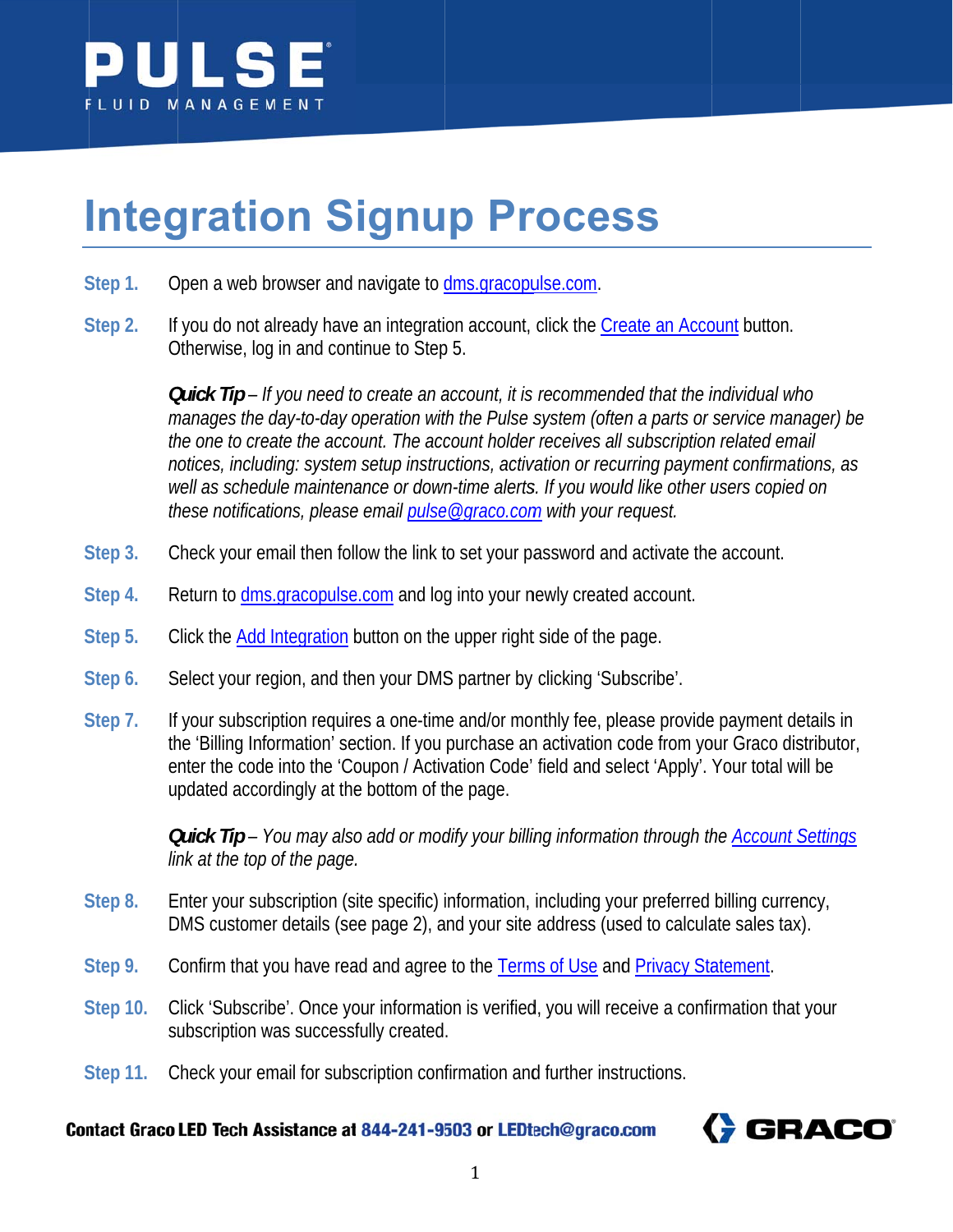PULSE FLUID MANAGEMENT

# Integration Signup Process

**Step 1.** Open a web browser and navigate to dms.gracopulse.com.

**Step 2.** If you do not already have an integration account, click the Create an Account button. Otherwise, log in and continue to Step 5.

***Quick Tip*** *– If you need to create an account, it is recommended that the individual who manages the day-to-day operation with the Pulse system (often a parts or service manager) be the one to create the account. The account holder receives all subscription related email notices, including: system setup instructions, activation or recurring payment confirmations, as well as schedule maintenance or down-time alerts. If you would like other users copied on these notifications, please email pulse@graco.com with your request.*

**Step 3.** Check your email then follow the link to set your password and activate the account.

**Step 4.** Return to dms.gracopulse.com and log into your newly created account.

**Step 5.** Click the Add Integration button on the upper right side of the page.

**Step 6.** Select your region, and then your DMS partner by clicking 'Subscribe'.

**Step 7.** If your subscription requires a one-time and/or monthly fee, please provide payment details in the 'Billing Information' section. If you purchase an activation code from your Graco distributor, enter the code into the 'Coupon / Activation Code' field and select 'Apply'. Your total will be updated accordingly at the bottom of the page.

***Quick Tip*** *– You may also add or modify your billing information through the Account Settings link at the top of the page.*

**Step 8.** Enter your subscription (site specific) information, including your preferred billing currency, DMS customer details (see page 2), and your site address (used to calculate sales tax).

**Step 9.** Confirm that you have read and agree to the Terms of Use and Privacy Statement.

**Step 10.** Click 'Subscribe'. Once your information is verified, you will receive a confirmation that your subscription was successfully created.

**Step 11.** Check your email for subscription confirmation and further instructions.

**Contact Graco LED Tech Assistance at 844-241-9503 or LEDtech@graco.com**

GRACO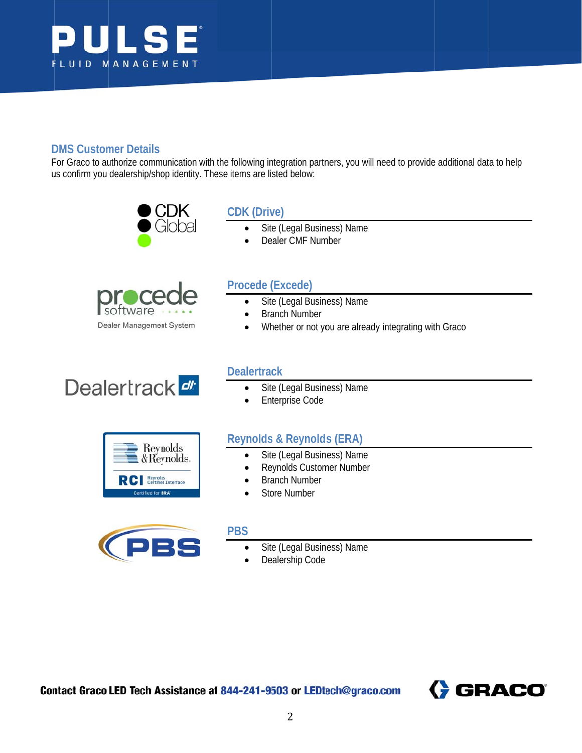## DMS Customer Details

For Graco to authorize communication with the following integration partners, you will need to provide additional data to help us confirm you dealership/shop identity. These items are listed below:

### CDK (Drive)

- Site (Legal Business) Name
- Dealer CMF Number

### Procede (Excede)

- Site (Legal Business) Name
- Branch Number
- Whether or not you are already integrating with Graco

### Dealertrack

- Site (Legal Business) Name
- Enterprise Code

### Reynolds & Reynolds (ERA)

- Site (Legal Business) Name
- Reynolds Customer Number
- Branch Number
- Store Number

### PBS

- Site (Legal Business) Name
- Dealership Code

**Contact Graco LED Tech Assistance at 844-241-9503 or LEDtech@graco.com**